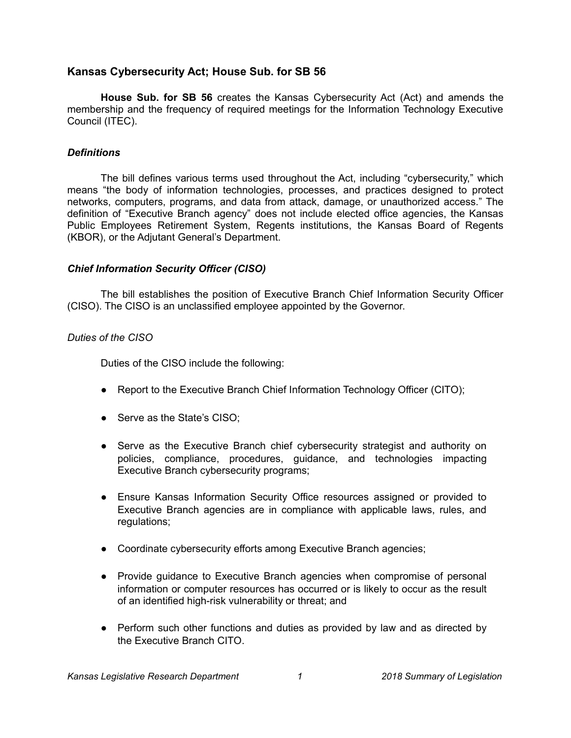## Kansas Cybersecurity Act; House Sub. for SB 56

**House Sub. for SB 56** creates the Kansas Cybersecurity Act (Act) and amends the membership and the frequency of required meetings for the Information Technology Executive Council (ITEC).

### *Definitions*

The bill defines various terms used throughout the Act, including "cybersecurity," which means "the body of information technologies, processes, and practices designed to protect networks, computers, programs, and data from attack, damage, or unauthorized access." The definition of "Executive Branch agency" does not include elected office agencies, the Kansas Public Employees Retirement System, Regents institutions, the Kansas Board of Regents (KBOR), or the Adjutant General's Department.

### *Chief Information Security Officer (CISO)*

The bill establishes the position of Executive Branch Chief Information Security Officer (CISO). The CISO is an unclassified employee appointed by the Governor.

#### *Duties of the CISO*

Duties of the CISO include the following:

- Report to the Executive Branch Chief Information Technology Officer (CITO);
- Serve as the State's CISO;
- Serve as the Executive Branch chief cybersecurity strategist and authority on policies, compliance, procedures, guidance, and technologies impacting Executive Branch cybersecurity programs;
- Ensure Kansas Information Security Office resources assigned or provided to Executive Branch agencies are in compliance with applicable laws, rules, and regulations;
- Coordinate cybersecurity efforts among Executive Branch agencies;
- Provide guidance to Executive Branch agencies when compromise of personal information or computer resources has occurred or is likely to occur as the result of an identified high-risk vulnerability or threat; and
- Perform such other functions and duties as provided by law and as directed by the Executive Branch CITO.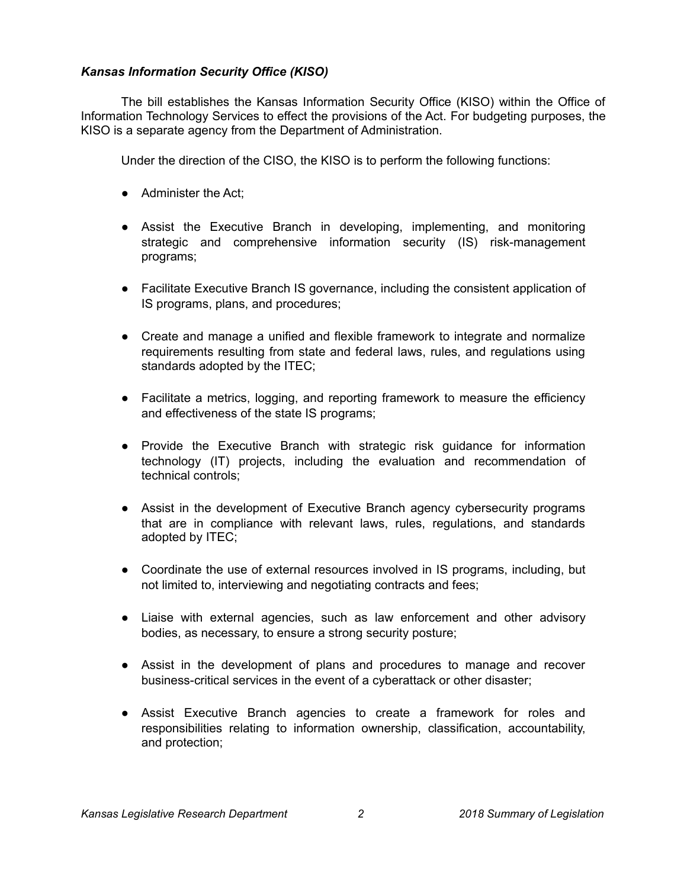### *Kansas Information Security Office (KISO)*

The bill establishes the Kansas Information Security Office (KISO) within the Office of Information Technology Services to effect the provisions of the Act. For budgeting purposes, the KISO is a separate agency from the Department of Administration.

Under the direction of the CISO, the KISO is to perform the following functions:

- Administer the Act;
- Assist the Executive Branch in developing, implementing, and monitoring strategic and comprehensive information security (IS) risk-management programs;
- Facilitate Executive Branch IS governance, including the consistent application of IS programs, plans, and procedures;
- Create and manage a unified and flexible framework to integrate and normalize requirements resulting from state and federal laws, rules, and regulations using standards adopted by the ITEC;
- Facilitate a metrics, logging, and reporting framework to measure the efficiency and effectiveness of the state IS programs;
- Provide the Executive Branch with strategic risk guidance for information technology (IT) projects, including the evaluation and recommendation of technical controls;
- Assist in the development of Executive Branch agency cybersecurity programs that are in compliance with relevant laws, rules, regulations, and standards adopted by ITEC;
- Coordinate the use of external resources involved in IS programs, including, but not limited to, interviewing and negotiating contracts and fees;
- Liaise with external agencies, such as law enforcement and other advisory bodies, as necessary, to ensure a strong security posture;
- Assist in the development of plans and procedures to manage and recover business-critical services in the event of a cyberattack or other disaster;
- Assist Executive Branch agencies to create a framework for roles and responsibilities relating to information ownership, classification, accountability, and protection;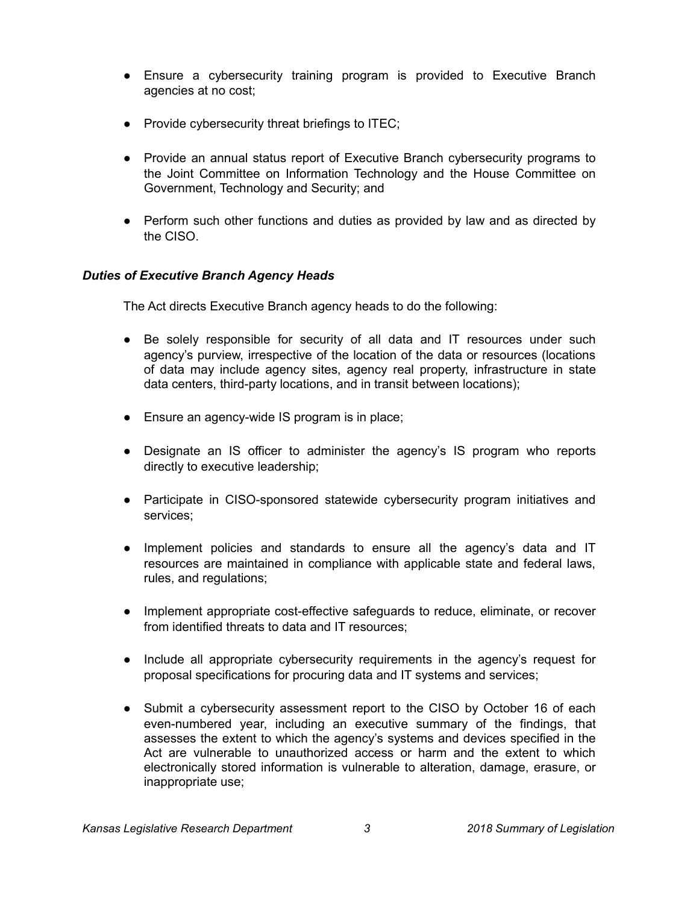- Ensure a cybersecurity training program is provided to Executive Branch agencies at no cost;
- Provide cybersecurity threat briefings to ITEC;
- Provide an annual status report of Executive Branch cybersecurity programs to the Joint Committee on Information Technology and the House Committee on Government, Technology and Security; and
- Perform such other functions and duties as provided by law and as directed by the CISO.

***Duties of Executive Branch Agency Heads***

The Act directs Executive Branch agency heads to do the following:

- Be solely responsible for security of all data and IT resources under such agency's purview, irrespective of the location of the data or resources (locations of data may include agency sites, agency real property, infrastructure in state data centers, third-party locations, and in transit between locations);
- Ensure an agency-wide IS program is in place;
- Designate an IS officer to administer the agency's IS program who reports directly to executive leadership;
- Participate in CISO-sponsored statewide cybersecurity program initiatives and services;
- Implement policies and standards to ensure all the agency's data and IT resources are maintained in compliance with applicable state and federal laws, rules, and regulations;
- Implement appropriate cost-effective safeguards to reduce, eliminate, or recover from identified threats to data and IT resources;
- Include all appropriate cybersecurity requirements in the agency's request for proposal specifications for procuring data and IT systems and services;
- Submit a cybersecurity assessment report to the CISO by October 16 of each even-numbered year, including an executive summary of the findings, that assesses the extent to which the agency's systems and devices specified in the Act are vulnerable to unauthorized access or harm and the extent to which electronically stored information is vulnerable to alteration, damage, erasure, or inappropriate use;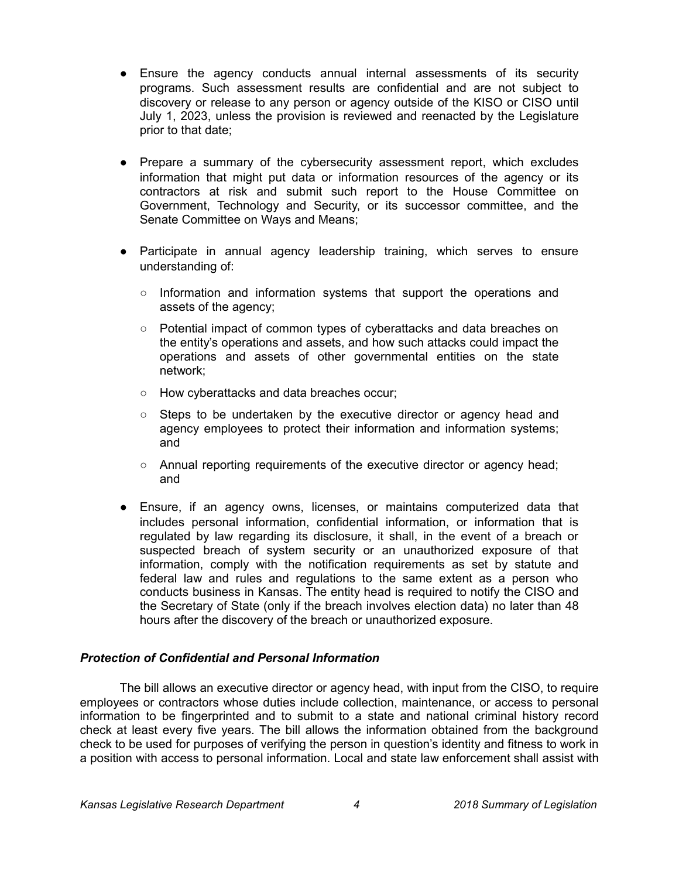- Ensure the agency conducts annual internal assessments of its security programs. Such assessment results are confidential and are not subject to discovery or release to any person or agency outside of the KISO or CISO until July 1, 2023, unless the provision is reviewed and reenacted by the Legislature prior to that date;

- Prepare a summary of the cybersecurity assessment report, which excludes information that might put data or information resources of the agency or its contractors at risk and submit such report to the House Committee on Government, Technology and Security, or its successor committee, and the Senate Committee on Ways and Means;

- Participate in annual agency leadership training, which serves to ensure understanding of:

  - Information and information systems that support the operations and assets of the agency;

  - Potential impact of common types of cyberattacks and data breaches on the entity's operations and assets, and how such attacks could impact the operations and assets of other governmental entities on the state network;

  - How cyberattacks and data breaches occur;

  - Steps to be undertaken by the executive director or agency head and agency employees to protect their information and information systems; and

  - Annual reporting requirements of the executive director or agency head; and

- Ensure, if an agency owns, licenses, or maintains computerized data that includes personal information, confidential information, or information that is regulated by law regarding its disclosure, it shall, in the event of a breach or suspected breach of system security or an unauthorized exposure of that information, comply with the notification requirements as set by statute and federal law and rules and regulations to the same extent as a person who conducts business in Kansas. The entity head is required to notify the CISO and the Secretary of State (only if the breach involves election data) no later than 48 hours after the discovery of the breach or unauthorized exposure.

### *Protection of Confidential and Personal Information*

The bill allows an executive director or agency head, with input from the CISO, to require employees or contractors whose duties include collection, maintenance, or access to personal information to be fingerprinted and to submit to a state and national criminal history record check at least every five years. The bill allows the information obtained from the background check to be used for purposes of verifying the person in question's identity and fitness to work in a position with access to personal information. Local and state law enforcement shall assist with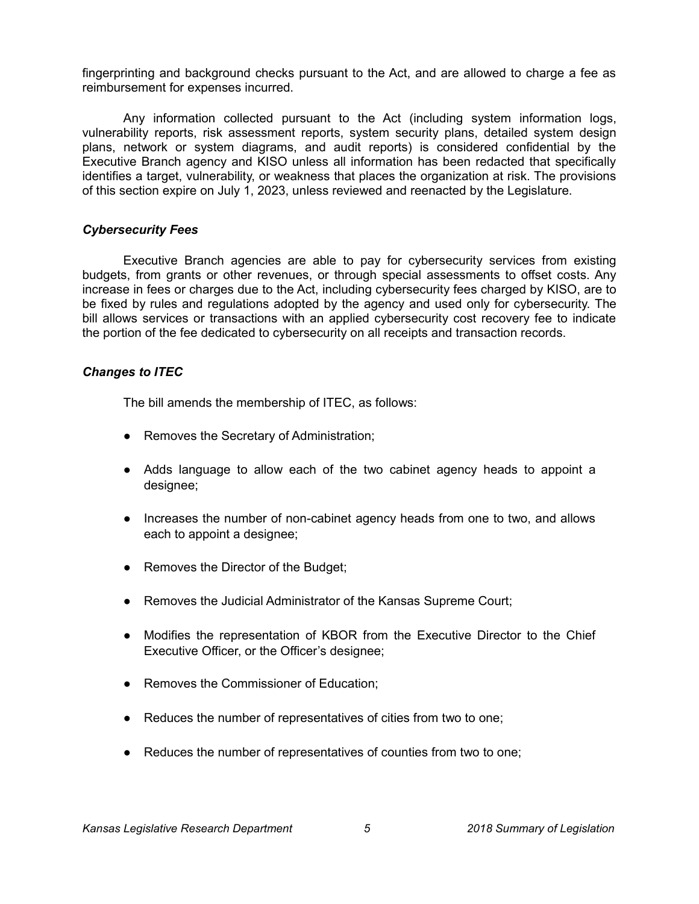fingerprinting and background checks pursuant to the Act, and are allowed to charge a fee as reimbursement for expenses incurred.

Any information collected pursuant to the Act (including system information logs, vulnerability reports, risk assessment reports, system security plans, detailed system design plans, network or system diagrams, and audit reports) is considered confidential by the Executive Branch agency and KISO unless all information has been redacted that specifically identifies a target, vulnerability, or weakness that places the organization at risk. The provisions of this section expire on July 1, 2023, unless reviewed and reenacted by the Legislature.

### *Cybersecurity Fees*

Executive Branch agencies are able to pay for cybersecurity services from existing budgets, from grants or other revenues, or through special assessments to offset costs. Any increase in fees or charges due to the Act, including cybersecurity fees charged by KISO, are to be fixed by rules and regulations adopted by the agency and used only for cybersecurity. The bill allows services or transactions with an applied cybersecurity cost recovery fee to indicate the portion of the fee dedicated to cybersecurity on all receipts and transaction records.

### *Changes to ITEC*

The bill amends the membership of ITEC, as follows:

- Removes the Secretary of Administration;
- Adds language to allow each of the two cabinet agency heads to appoint a designee;
- Increases the number of non-cabinet agency heads from one to two, and allows each to appoint a designee;
- Removes the Director of the Budget;
- Removes the Judicial Administrator of the Kansas Supreme Court;
- Modifies the representation of KBOR from the Executive Director to the Chief Executive Officer, or the Officer's designee;
- Removes the Commissioner of Education;
- Reduces the number of representatives of cities from two to one;
- Reduces the number of representatives of counties from two to one;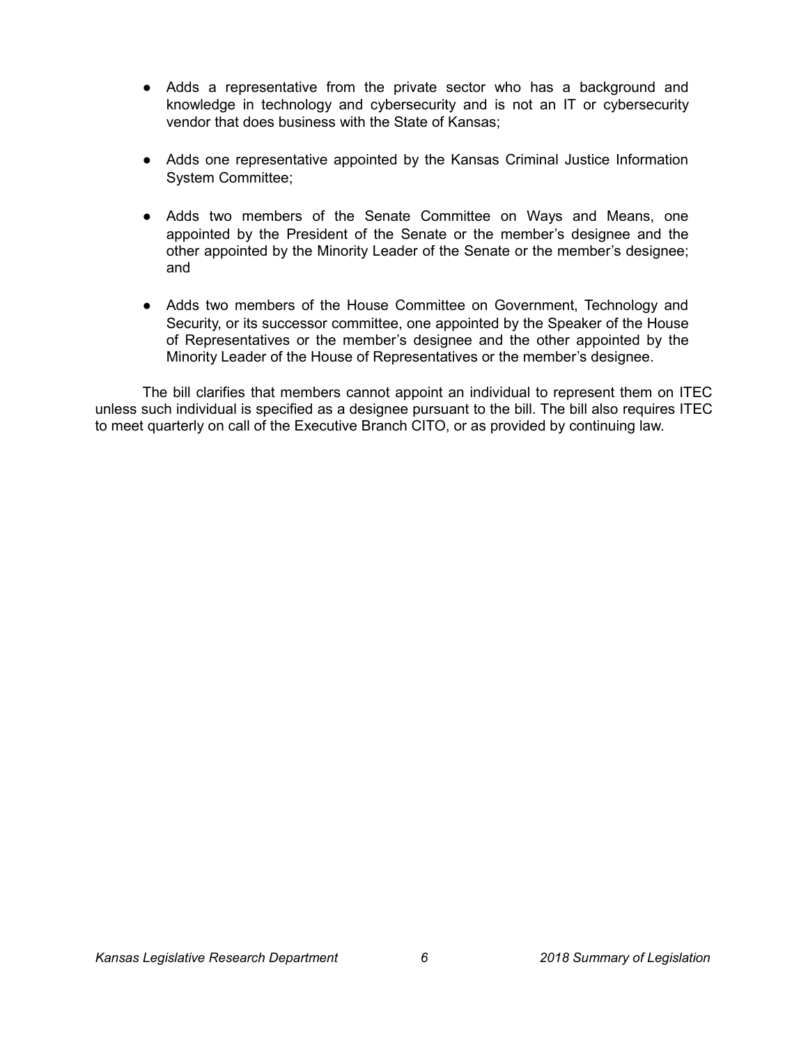- Adds a representative from the private sector who has a background and knowledge in technology and cybersecurity and is not an IT or cybersecurity vendor that does business with the State of Kansas;
- Adds one representative appointed by the Kansas Criminal Justice Information System Committee;
- Adds two members of the Senate Committee on Ways and Means, one appointed by the President of the Senate or the member's designee and the other appointed by the Minority Leader of the Senate or the member's designee; and
- Adds two members of the House Committee on Government, Technology and Security, or its successor committee, one appointed by the Speaker of the House of Representatives or the member's designee and the other appointed by the Minority Leader of the House of Representatives or the member's designee.

The bill clarifies that members cannot appoint an individual to represent them on ITEC unless such individual is specified as a designee pursuant to the bill. The bill also requires ITEC to meet quarterly on call of the Executive Branch CITO, or as provided by continuing law.